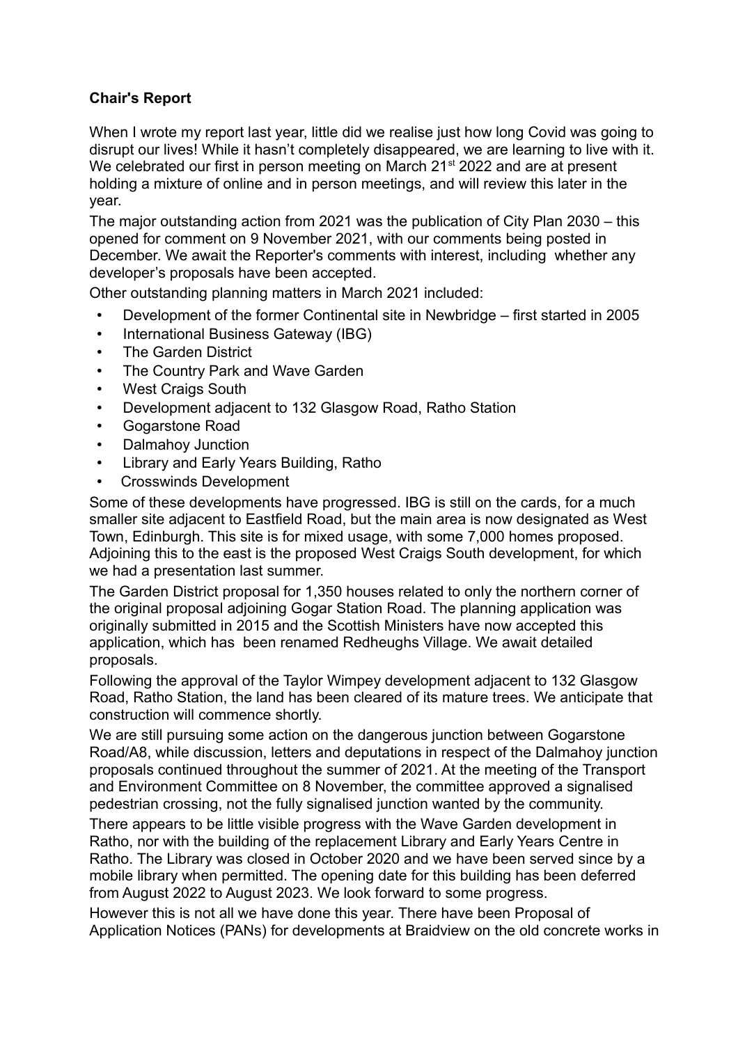**Chair's Report**

When I wrote my report last year, little did we realise just how long Covid was going to disrupt our lives! While it hasn't completely disappeared, we are learning to live with it. We celebrated our first in person meeting on March 21st 2022 and are at present holding a mixture of online and in person meetings, and will review this later in the year.

The major outstanding action from 2021 was the publication of City Plan 2030 – this opened for comment on 9 November 2021, with our comments being posted in December. We await the Reporter's comments with interest, including whether any developer's proposals have been accepted.

Other outstanding planning matters in March 2021 included:

- Development of the former Continental site in Newbridge – first started in 2005
- International Business Gateway (IBG)
- The Garden District
- The Country Park and Wave Garden
- West Craigs South
- Development adjacent to 132 Glasgow Road, Ratho Station
- Gogarstone Road
- Dalmahoy Junction
- Library and Early Years Building, Ratho
- Crosswinds Development

Some of these developments have progressed. IBG is still on the cards, for a much smaller site adjacent to Eastfield Road, but the main area is now designated as West Town, Edinburgh. This site is for mixed usage, with some 7,000 homes proposed. Adjoining this to the east is the proposed West Craigs South development, for which we had a presentation last summer.

The Garden District proposal for 1,350 houses related to only the northern corner of the original proposal adjoining Gogar Station Road. The planning application was originally submitted in 2015 and the Scottish Ministers have now accepted this application, which has been renamed Redheughs Village. We await detailed proposals.

Following the approval of the Taylor Wimpey development adjacent to 132 Glasgow Road, Ratho Station, the land has been cleared of its mature trees. We anticipate that construction will commence shortly.

We are still pursuing some action on the dangerous junction between Gogarstone Road/A8, while discussion, letters and deputations in respect of the Dalmahoy junction proposals continued throughout the summer of 2021. At the meeting of the Transport and Environment Committee on 8 November, the committee approved a signalised pedestrian crossing, not the fully signalised junction wanted by the community.

There appears to be little visible progress with the Wave Garden development in Ratho, nor with the building of the replacement Library and Early Years Centre in Ratho. The Library was closed in October 2020 and we have been served since by a mobile library when permitted. The opening date for this building has been deferred from August 2022 to August 2023. We look forward to some progress.

However this is not all we have done this year. There have been Proposal of Application Notices (PANs) for developments at Braidview on the old concrete works in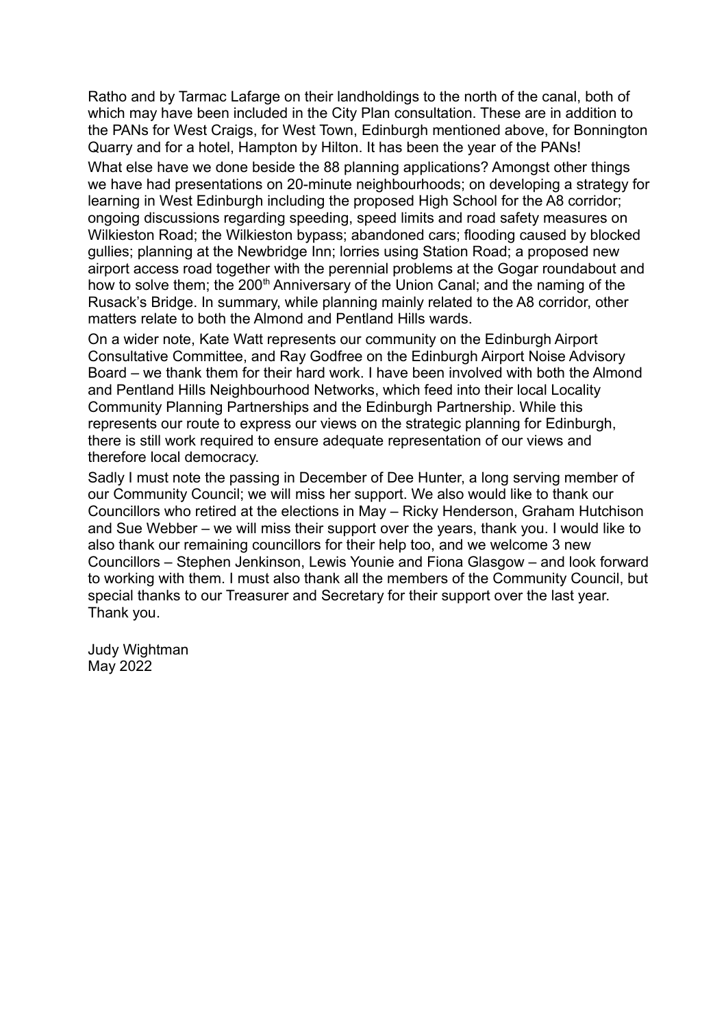Ratho and by Tarmac Lafarge on their landholdings to the north of the canal, both of which may have been included in the City Plan consultation. These are in addition to the PANs for West Craigs, for West Town, Edinburgh mentioned above, for Bonnington Quarry and for a hotel, Hampton by Hilton. It has been the year of the PANs!

What else have we done beside the 88 planning applications? Amongst other things we have had presentations on 20-minute neighbourhoods; on developing a strategy for learning in West Edinburgh including the proposed High School for the A8 corridor; ongoing discussions regarding speeding, speed limits and road safety measures on Wilkieston Road; the Wilkieston bypass; abandoned cars; flooding caused by blocked gullies; planning at the Newbridge Inn; lorries using Station Road; a proposed new airport access road together with the perennial problems at the Gogar roundabout and how to solve them; the 200th Anniversary of the Union Canal; and the naming of the Rusack's Bridge. In summary, while planning mainly related to the A8 corridor, other matters relate to both the Almond and Pentland Hills wards.

On a wider note, Kate Watt represents our community on the Edinburgh Airport Consultative Committee, and Ray Godfree on the Edinburgh Airport Noise Advisory Board – we thank them for their hard work. I have been involved with both the Almond and Pentland Hills Neighbourhood Networks, which feed into their local Locality Community Planning Partnerships and the Edinburgh Partnership. While this represents our route to express our views on the strategic planning for Edinburgh, there is still work required to ensure adequate representation of our views and therefore local democracy.

Sadly I must note the passing in December of Dee Hunter, a long serving member of our Community Council; we will miss her support. We also would like to thank our Councillors who retired at the elections in May – Ricky Henderson, Graham Hutchison and Sue Webber – we will miss their support over the years, thank you. I would like to also thank our remaining councillors for their help too, and we welcome 3 new Councillors – Stephen Jenkinson, Lewis Younie and Fiona Glasgow – and look forward to working with them. I must also thank all the members of the Community Council, but special thanks to our Treasurer and Secretary for their support over the last year. Thank you.

Judy Wightman
May 2022